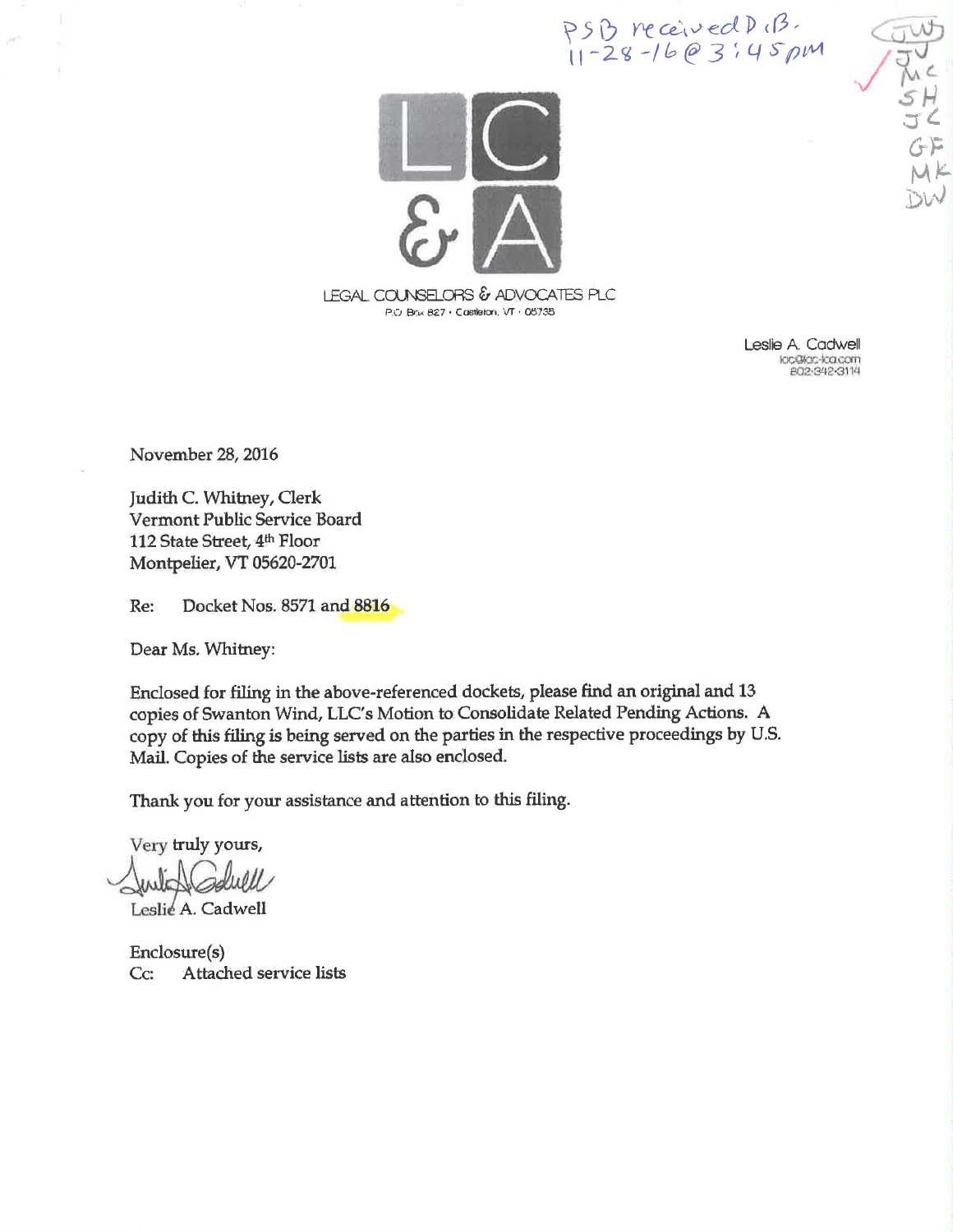PSB received D.B.
11-28-16 @ 3:45pm

JW
JJ
MC
SH
JC
GF
MK
DW

LC & A

LEGAL COUNSELORS & ADVOCATES PLC
P.O. Box 827 • Castleton, VT • 05735

Leslie A. Cadwell
lac@lac-lca.com
802-342-3114

November 28, 2016

Judith C. Whitney, Clerk
Vermont Public Service Board
112 State Street, 4th Floor
Montpelier, VT 05620-2701

Re: Docket Nos. 8571 and 8816

Dear Ms. Whitney:

Enclosed for filing in the above-referenced dockets, please find an original and 13 copies of Swanton Wind, LLC's Motion to Consolidate Related Pending Actions. A copy of this filing is being served on the parties in the respective proceedings by U.S. Mail. Copies of the service lists are also enclosed.

Thank you for your assistance and attention to this filing.

Very truly yours,

Leslie A. Cadwell

Enclosure(s)
Cc: Attached service lists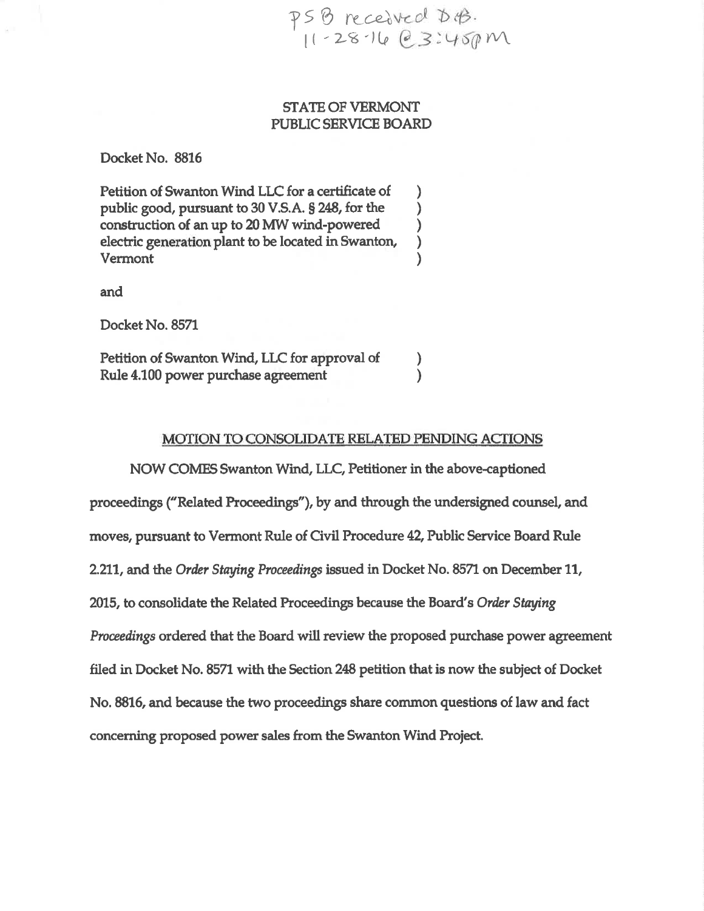PSB received D.B.
11-28-16 @ 3:45pm

STATE OF VERMONT
PUBLIC SERVICE BOARD

Docket No. 8816

Petition of Swanton Wind LLC for a certificate of public good, pursuant to 30 V.S.A. § 248, for the construction of an up to 20 MW wind-powered electric generation plant to be located in Swanton, Vermont

and

Docket No. 8571

Petition of Swanton Wind, LLC for approval of Rule 4.100 power purchase agreement

## MOTION TO CONSOLIDATE RELATED PENDING ACTIONS

NOW COMES Swanton Wind, LLC, Petitioner in the above-captioned proceedings ("Related Proceedings"), by and through the undersigned counsel, and moves, pursuant to Vermont Rule of Civil Procedure 42, Public Service Board Rule 2.211, and the *Order Staying Proceedings* issued in Docket No. 8571 on December 11, 2015, to consolidate the Related Proceedings because the Board's *Order Staying Proceedings* ordered that the Board will review the proposed purchase power agreement filed in Docket No. 8571 with the Section 248 petition that is now the subject of Docket No. 8816, and because the two proceedings share common questions of law and fact concerning proposed power sales from the Swanton Wind Project.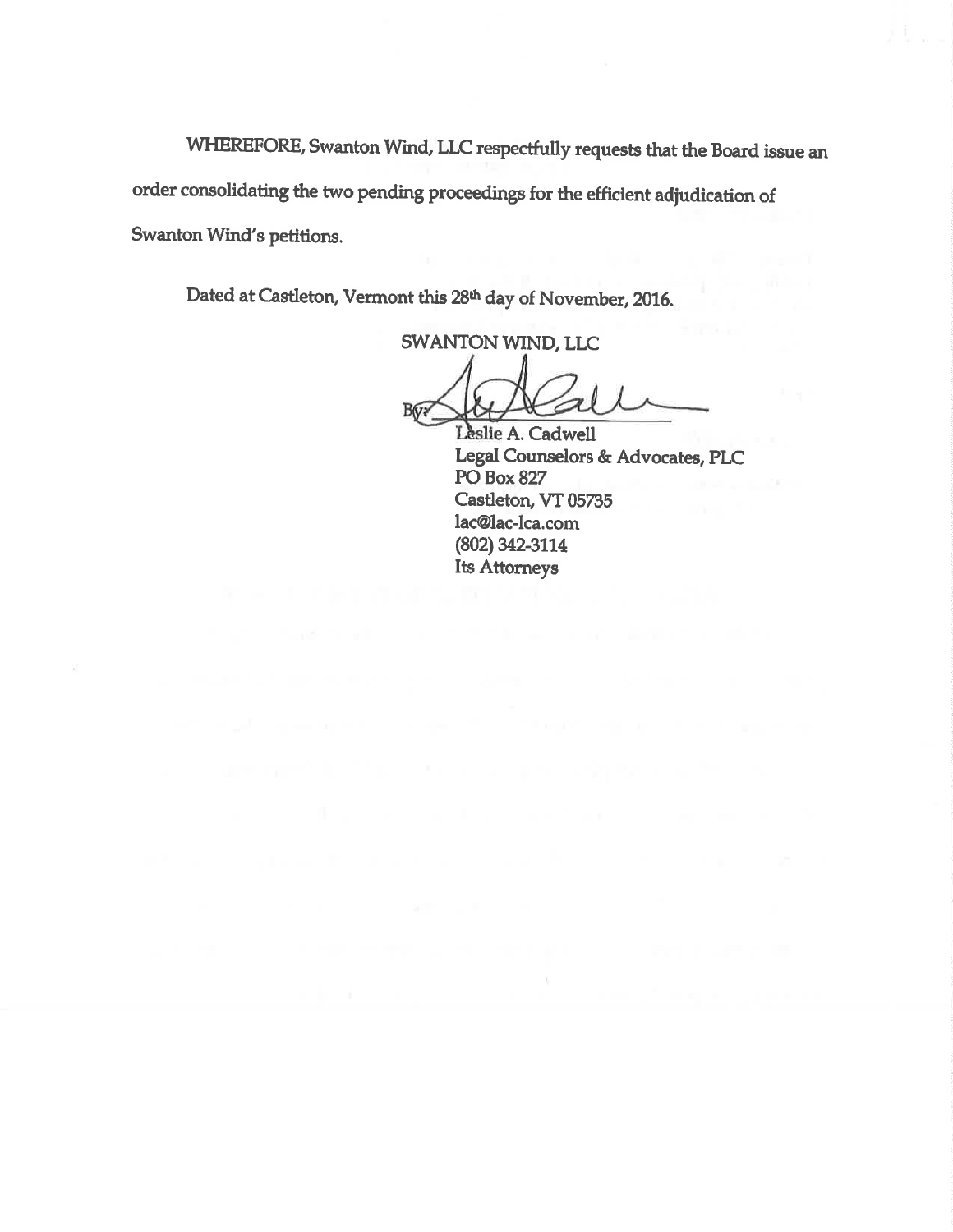WHEREFORE, Swanton Wind, LLC respectfully requests that the Board issue an order consolidating the two pending proceedings for the efficient adjudication of Swanton Wind's petitions.

Dated at Castleton, Vermont this 28th day of November, 2016.

SWANTON WIND, LLC

By: ____________________

Leslie A. Cadwell
Legal Counselors & Advocates, PLC
PO Box 827
Castleton, VT 05735
lac@lac-lca.com
(802) 342-3114
Its Attorneys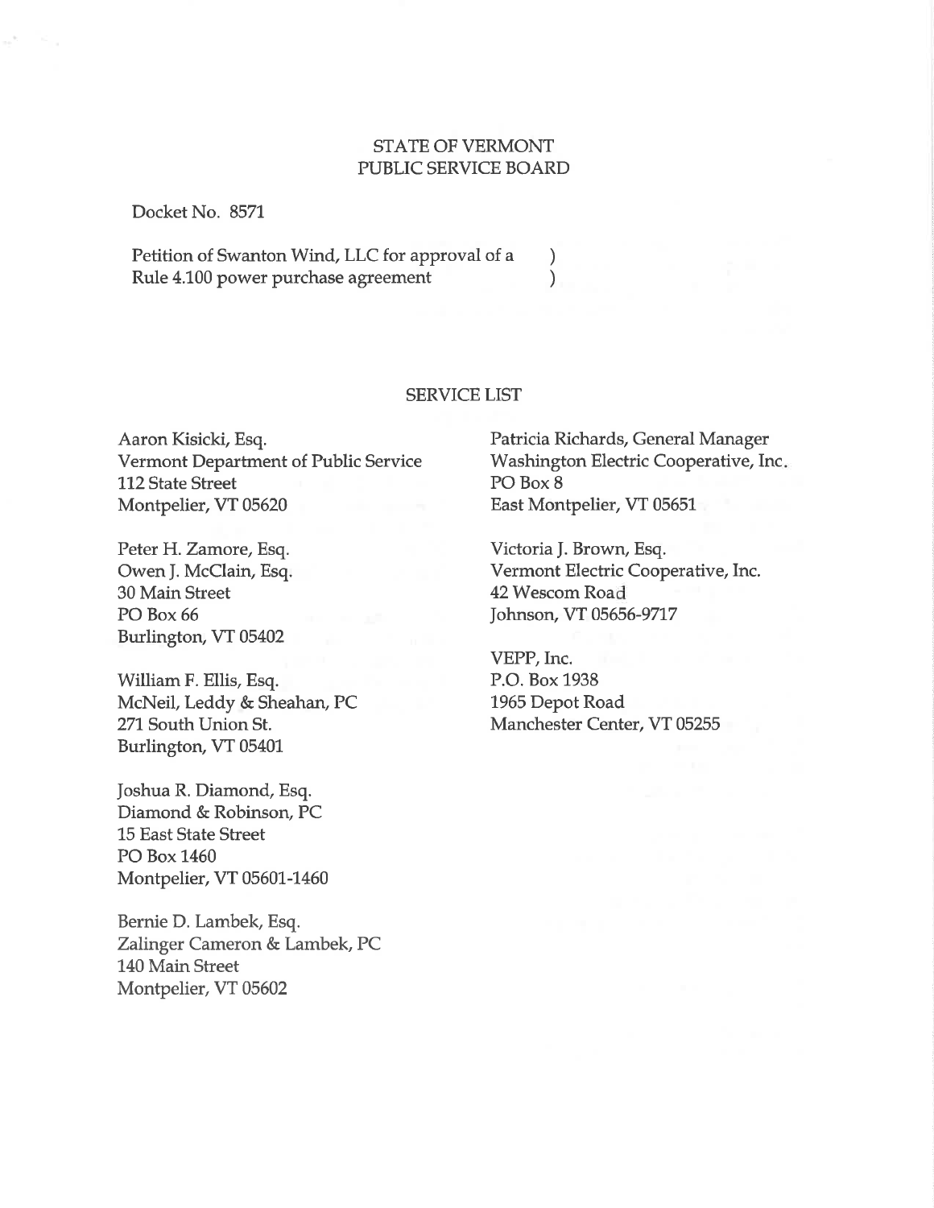STATE OF VERMONT
PUBLIC SERVICE BOARD

Docket No. 8571

Petition of Swanton Wind, LLC for approval of a )
Rule 4.100 power purchase agreement )

SERVICE LIST

Aaron Kisicki, Esq.
Vermont Department of Public Service
112 State Street
Montpelier, VT 05620

Peter H. Zamore, Esq.
Owen J. McClain, Esq.
30 Main Street
PO Box 66
Burlington, VT 05402

William F. Ellis, Esq.
McNeil, Leddy & Sheahan, PC
271 South Union St.
Burlington, VT 05401

Joshua R. Diamond, Esq.
Diamond & Robinson, PC
15 East State Street
PO Box 1460
Montpelier, VT 05601-1460

Bernie D. Lambek, Esq.
Zalinger Cameron & Lambek, PC
140 Main Street
Montpelier, VT 05602

Patricia Richards, General Manager
Washington Electric Cooperative, Inc.
PO Box 8
East Montpelier, VT 05651

Victoria J. Brown, Esq.
Vermont Electric Cooperative, Inc.
42 Wescom Road
Johnson, VT 05656-9717

VEPP, Inc.
P.O. Box 1938
1965 Depot Road
Manchester Center, VT 05255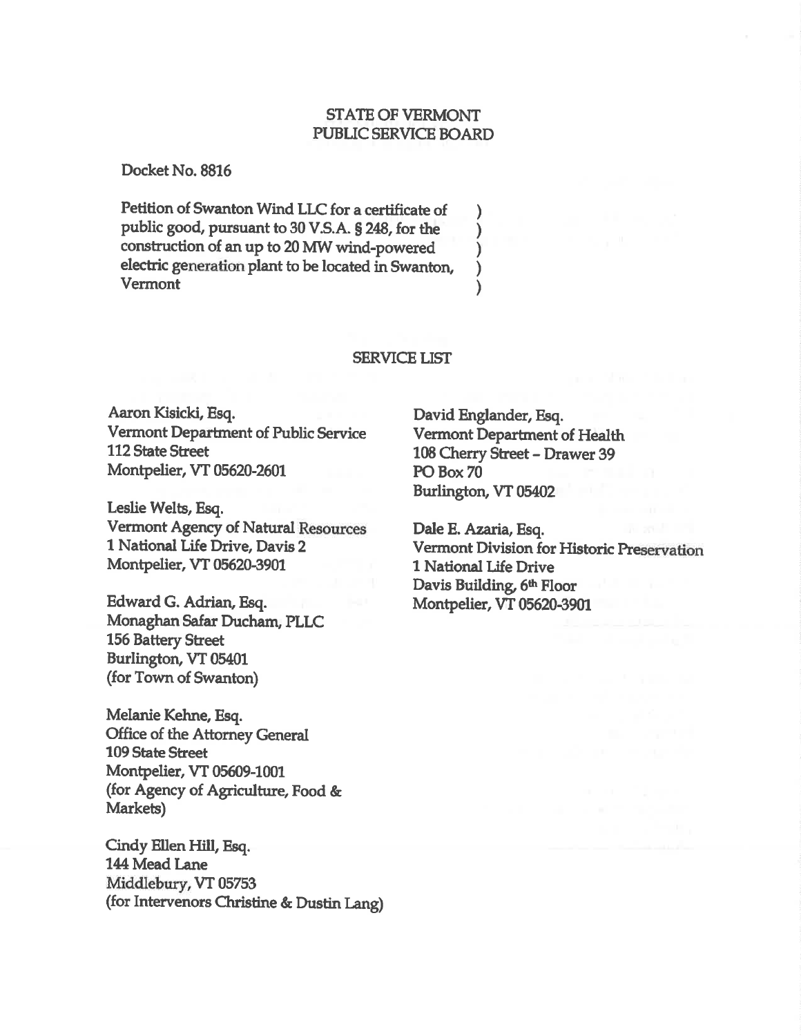STATE OF VERMONT
PUBLIC SERVICE BOARD

Docket No. 8816

Petition of Swanton Wind LLC for a certificate of public good, pursuant to 30 V.S.A. § 248, for the construction of an up to 20 MW wind-powered electric generation plant to be located in Swanton, Vermont )

SERVICE LIST

Aaron Kisicki, Esq.
Vermont Department of Public Service
112 State Street
Montpelier, VT 05620-2601

Leslie Welts, Esq.
Vermont Agency of Natural Resources
1 National Life Drive, Davis 2
Montpelier, VT 05620-3901

Edward G. Adrian, Esq.
Monaghan Safar Ducham, PLLC
156 Battery Street
Burlington, VT 05401
(for Town of Swanton)

Melanie Kehne, Esq.
Office of the Attorney General
109 State Street
Montpelier, VT 05609-1001
(for Agency of Agriculture, Food & Markets)

Cindy Ellen Hill, Esq.
144 Mead Lane
Middlebury, VT 05753
(for Intervenors Christine & Dustin Lang)

David Englander, Esq.
Vermont Department of Health
108 Cherry Street - Drawer 39
PO Box 70
Burlington, VT 05402

Dale E. Azaria, Esq.
Vermont Division for Historic Preservation
1 National Life Drive
Davis Building, 6th Floor
Montpelier, VT 05620-3901